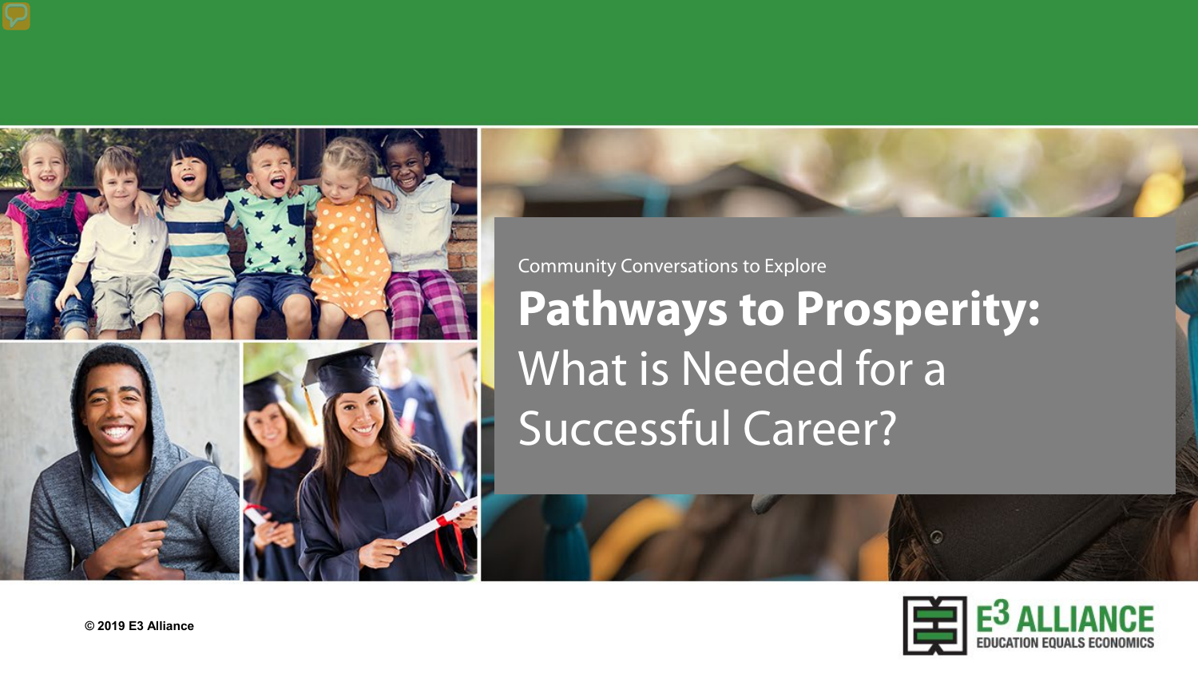Community Conversations to Explore

# **Pathways to Prosperity:** What is Needed for a Successful Career?

© 2019 E3 Alliance

E3 ALLIANCE
EDUCATION EQUALS ECONOMICS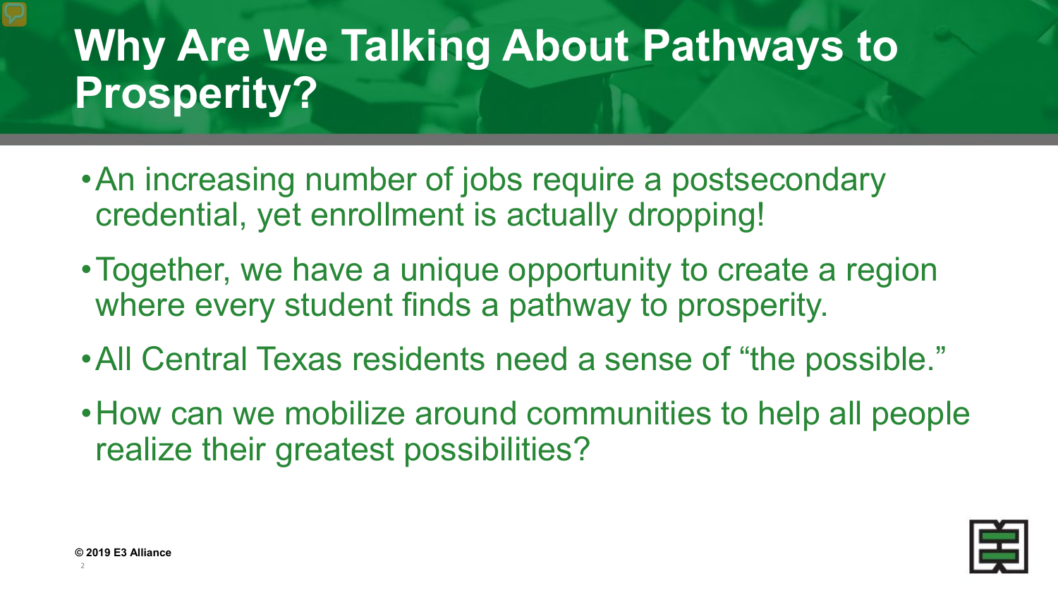# Why Are We Talking About Pathways to Prosperity?

- An increasing number of jobs require a postsecondary credential, yet enrollment is actually dropping!
- Together, we have a unique opportunity to create a region where every student finds a pathway to prosperity.
- All Central Texas residents need a sense of "the possible."
- How can we mobilize around communities to help all people realize their greatest possibilities?

**© 2019 E3 Alliance**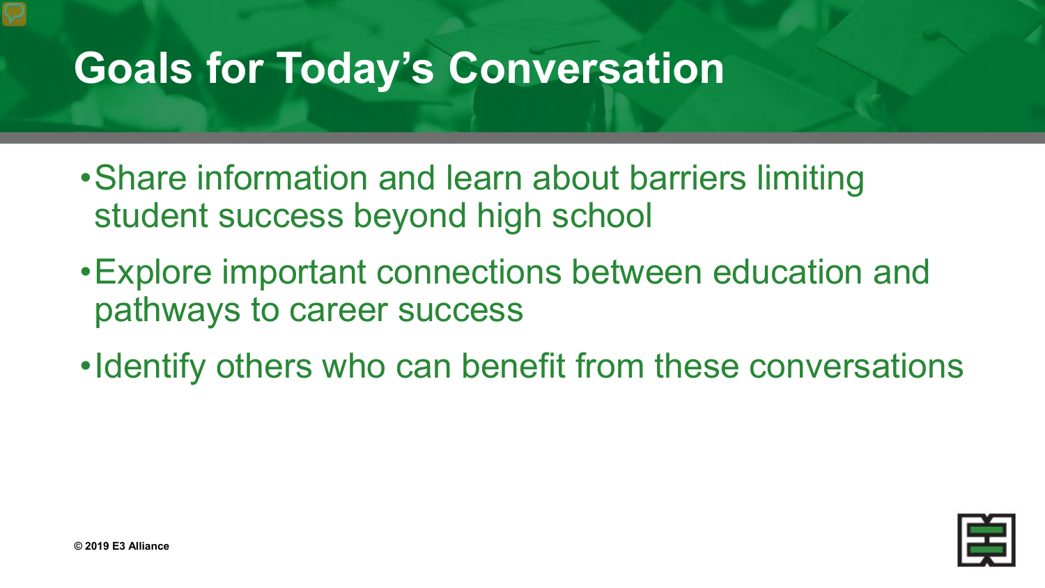# Goals for Today's Conversation

- Share information and learn about barriers limiting student success beyond high school
- Explore important connections between education and pathways to career success
- Identify others who can benefit from these conversations

© 2019 E3 Alliance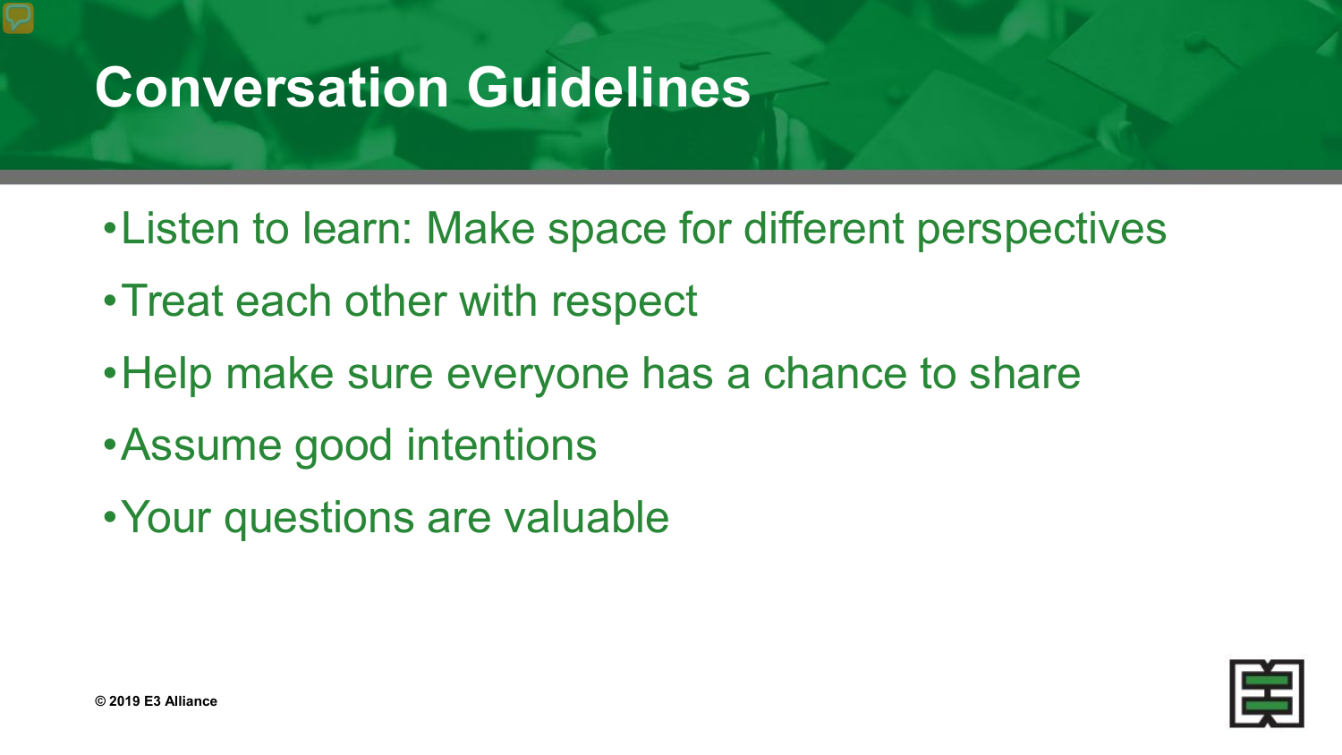# Conversation Guidelines

- Listen to learn: Make space for different perspectives
- Treat each other with respect
- Help make sure everyone has a chance to share
- Assume good intentions
- Your questions are valuable

**© 2019 E3 Alliance**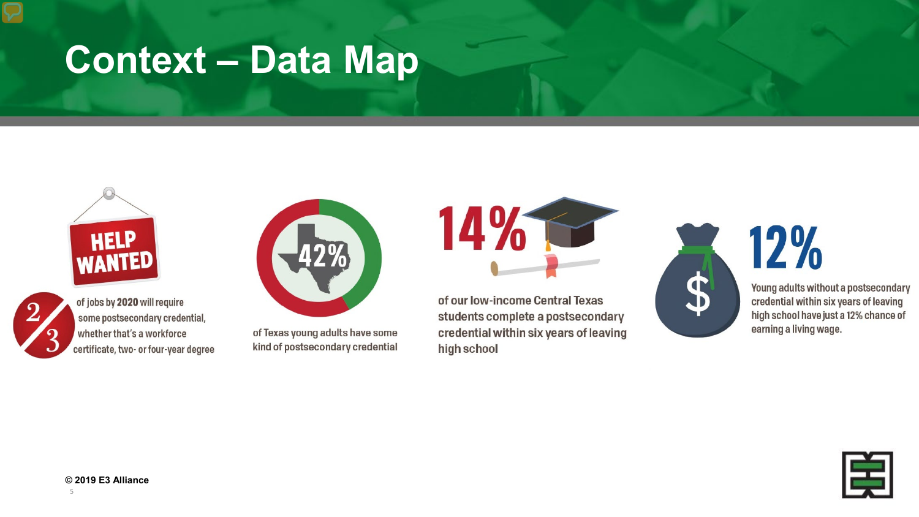# Context – Data Map

HELP WANTED

2/3 of jobs by **2020** will require some postsecondary credential, whether that's a workforce certificate, two- or four-year degree

42%

of Texas young adults have some kind of postsecondary credential

14%

of our low-income Central Texas students complete a postsecondary credential within six years of leaving high school

12%

Young adults without a postsecondary credential within six years of leaving high school have just a 12% chance of earning a living wage.

**© 2019 E3 Alliance**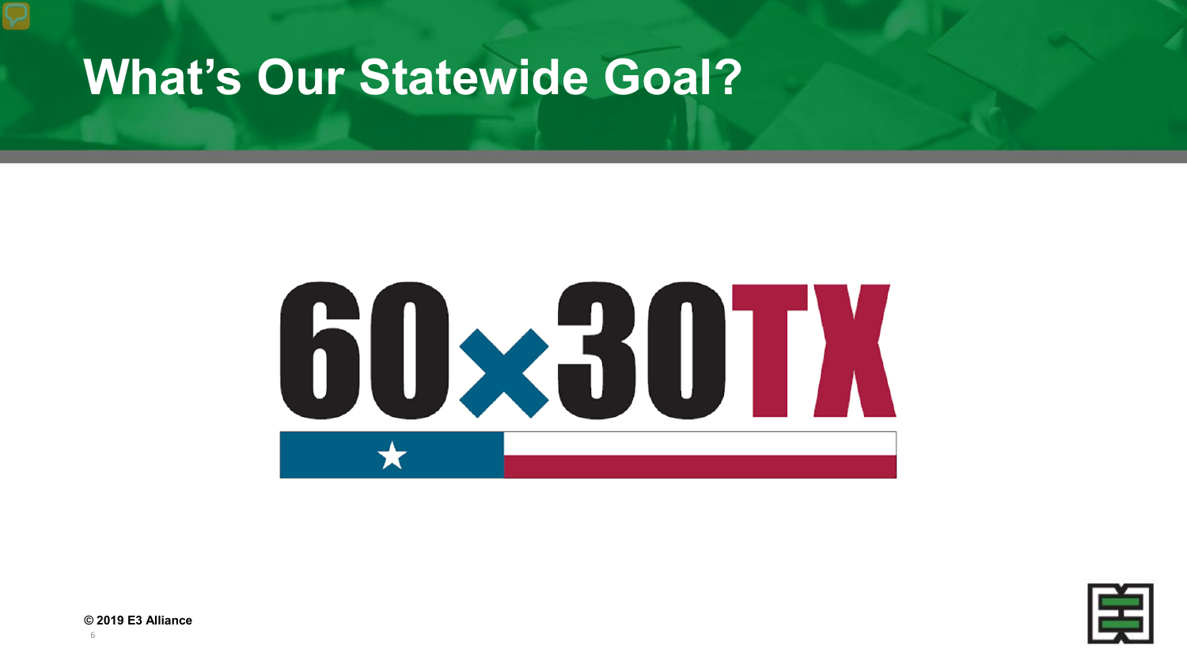# What's Our Statewide Goal?

60x30TX

© 2019 E3 Alliance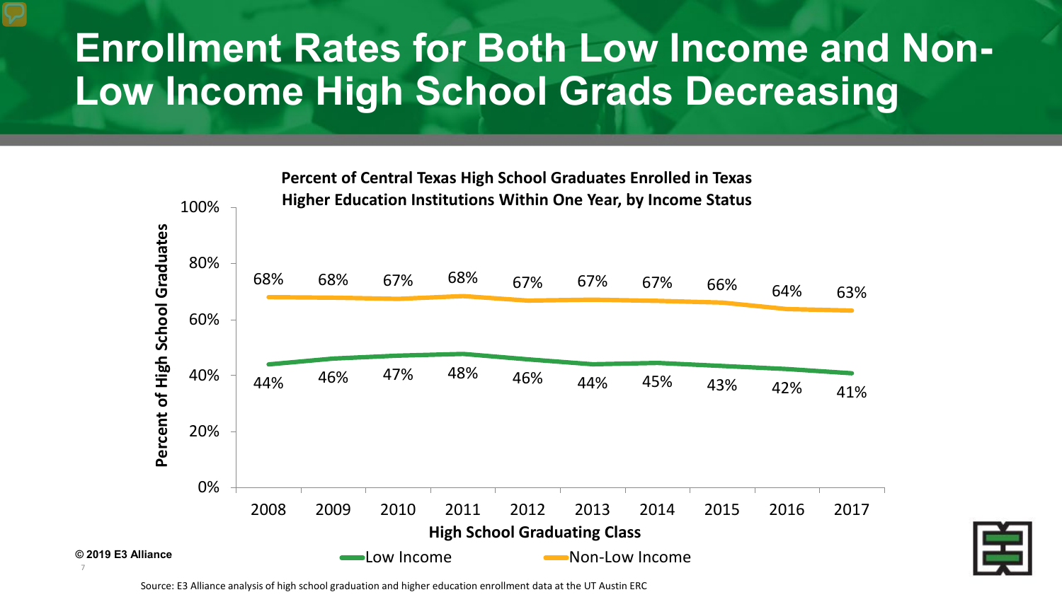# Enrollment Rates for Both Low Income and Non-Low Income High School Grads Decreasing

**Percent of Central Texas High School Graduates Enrolled in Texas Higher Education Institutions Within One Year, by Income Status**

| High School Graduating Class | Low Income | Non-Low Income |
|---|---|---|
| 2008 | 44% | 68% |
| 2009 | 46% | 68% |
| 2010 | 47% | 67% |
| 2011 | 48% | 68% |
| 2012 | 46% | 67% |
| 2013 | 44% | 67% |
| 2014 | 45% | 67% |
| 2015 | 43% | 66% |
| 2016 | 42% | 64% |
| 2017 | 41% | 63% |

© 2019 E3 Alliance

Source: E3 Alliance analysis of high school graduation and higher education enrollment data at the UT Austin ERC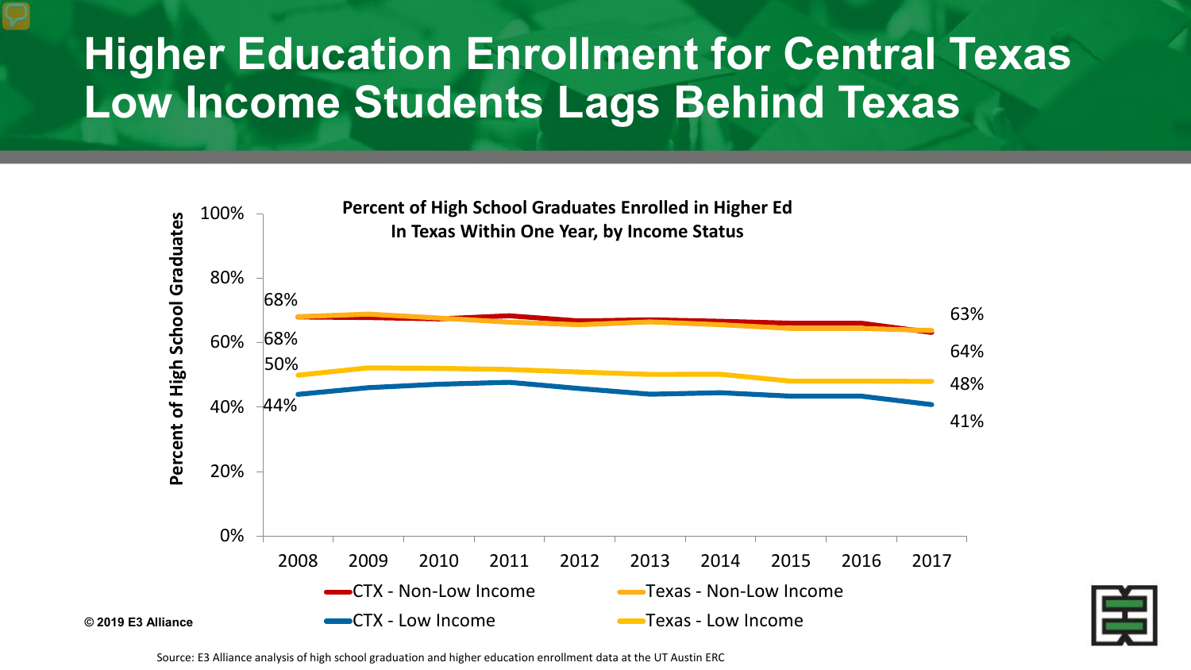# Higher Education Enrollment for Central Texas Low Income Students Lags Behind Texas

**Percent of High School Graduates Enrolled in Higher Ed In Texas Within One Year, by Income Status**

Percent of High School Graduates

100%
80%
60%
40%
20%
0%

2008 2009 2010 2011 2012 2013 2014 2015 2016 2017

68%
68%
50%
44%

63%
64%
48%
41%

CTX - Non-Low Income
Texas - Non-Low Income
CTX - Low Income
Texas - Low Income

© 2019 E3 Alliance

Source: E3 Alliance analysis of high school graduation and higher education enrollment data at the UT Austin ERC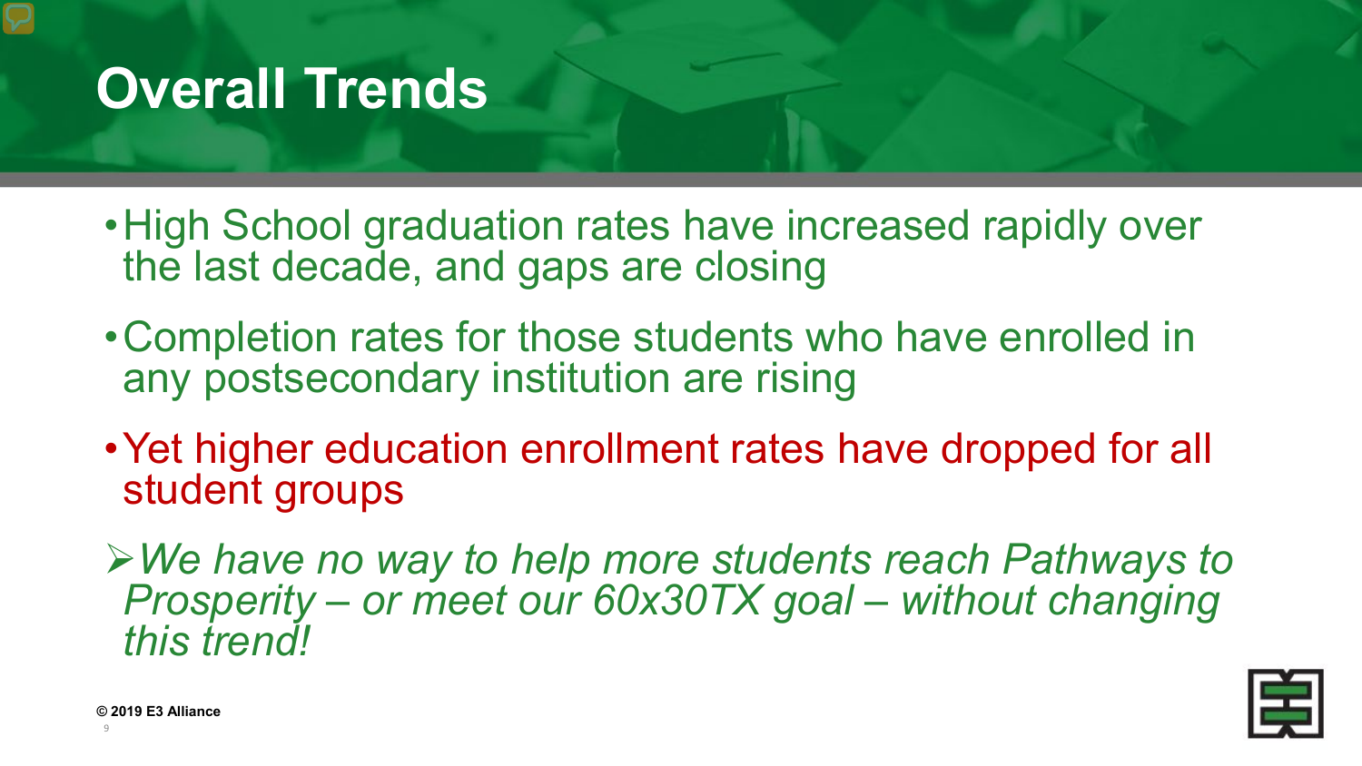# Overall Trends

- High School graduation rates have increased rapidly over the last decade, and gaps are closing
- Completion rates for those students who have enrolled in any postsecondary institution are rising
- Yet higher education enrollment rates have dropped for all student groups

➢ *We have no way to help more students reach Pathways to Prosperity – or meet our 60x30TX goal – without changing this trend!*

**© 2019 E3 Alliance**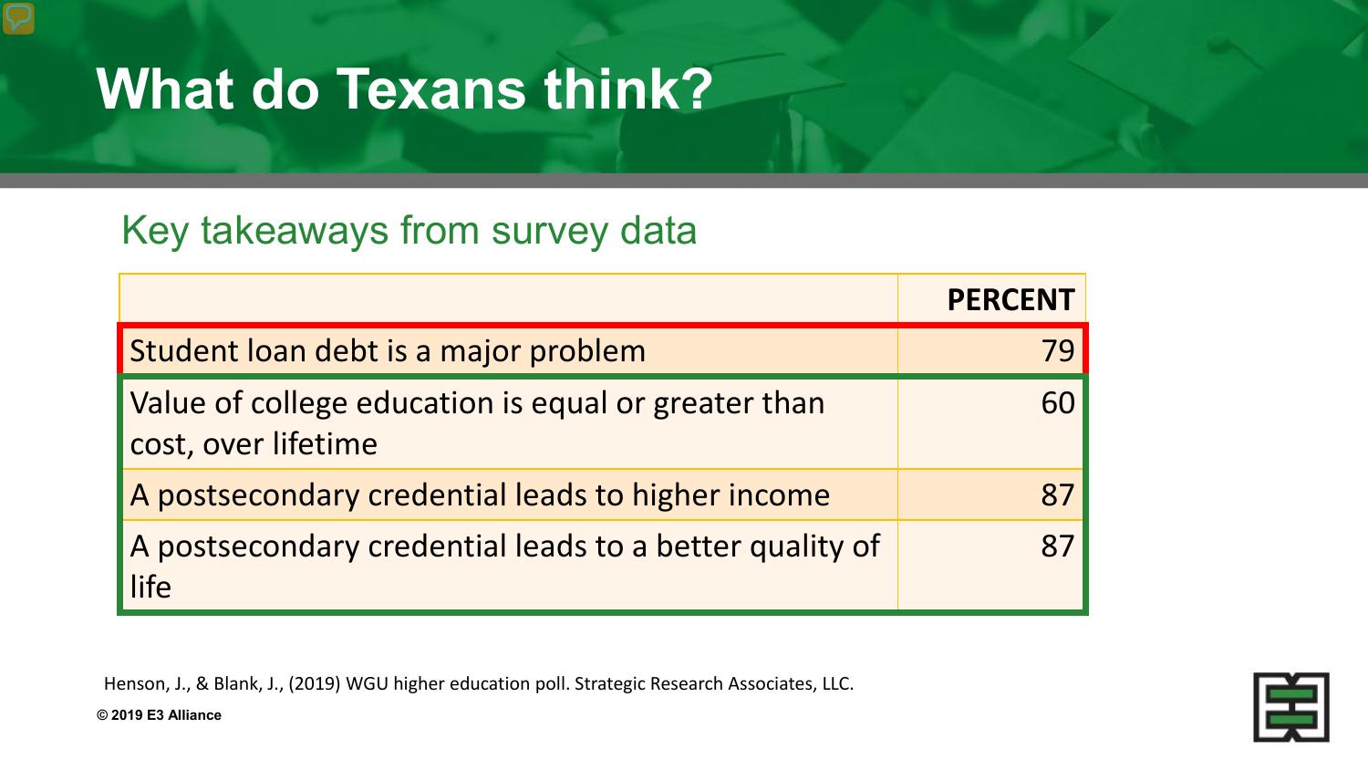# What do Texans think?

## Key takeaways from survey data

| | PERCENT |
|---|---|
| Student loan debt is a major problem | 79 |
| Value of college education is equal or greater than cost, over lifetime | 60 |
| A postsecondary credential leads to higher income | 87 |
| A postsecondary credential leads to a better quality of life | 87 |

Henson, J., & Blank, J., (2019) WGU higher education poll. Strategic Research Associates, LLC.

**© 2019 E3 Alliance**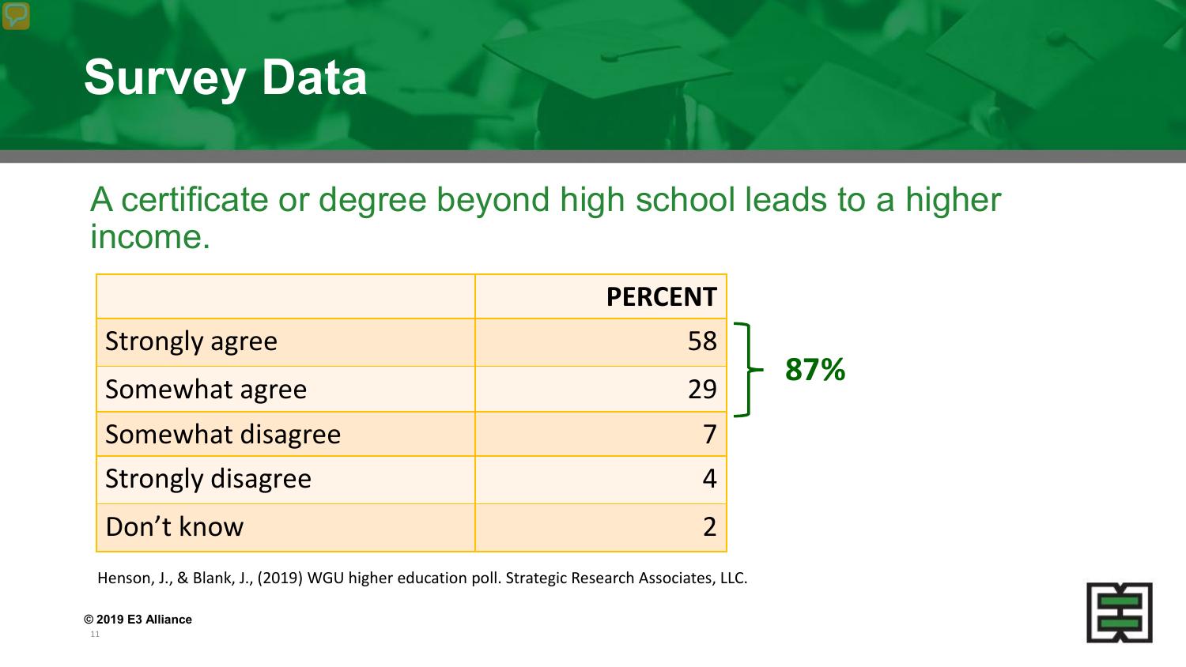# Survey Data

A certificate or degree beyond high school leads to a higher income.

| | PERCENT |
|---|---|
| Strongly agree | 58 |
| Somewhat agree | 29 |
| Somewhat disagree | 7 |
| Strongly disagree | 4 |
| Don't know | 2 |

**87%** (Strongly agree + Somewhat agree)

Henson, J., & Blank, J., (2019) WGU higher education poll. Strategic Research Associates, LLC.

**© 2019 E3 Alliance**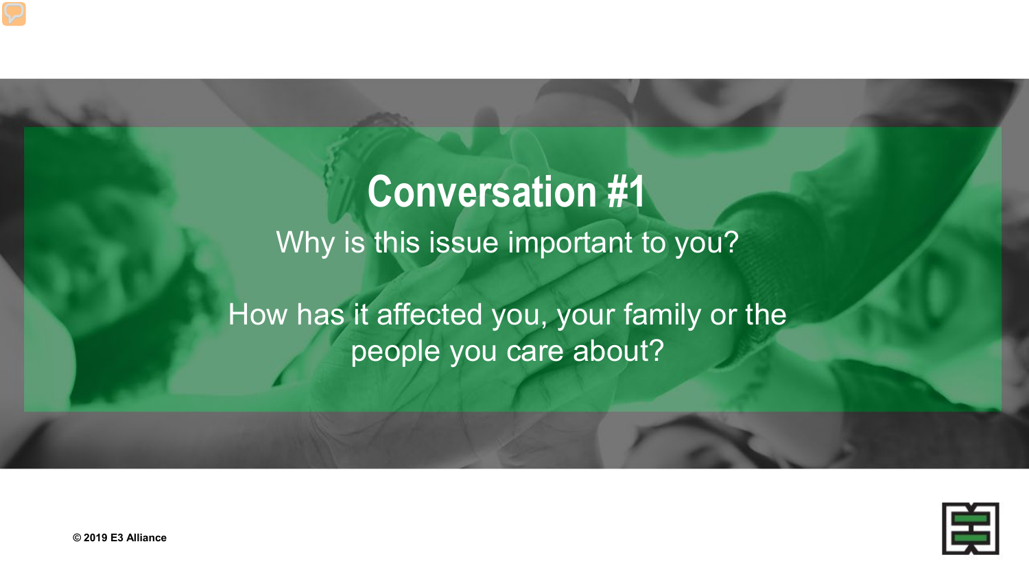# Conversation #1

Why is this issue important to you?

How has it affected you, your family or the people you care about?

© 2019 E3 Alliance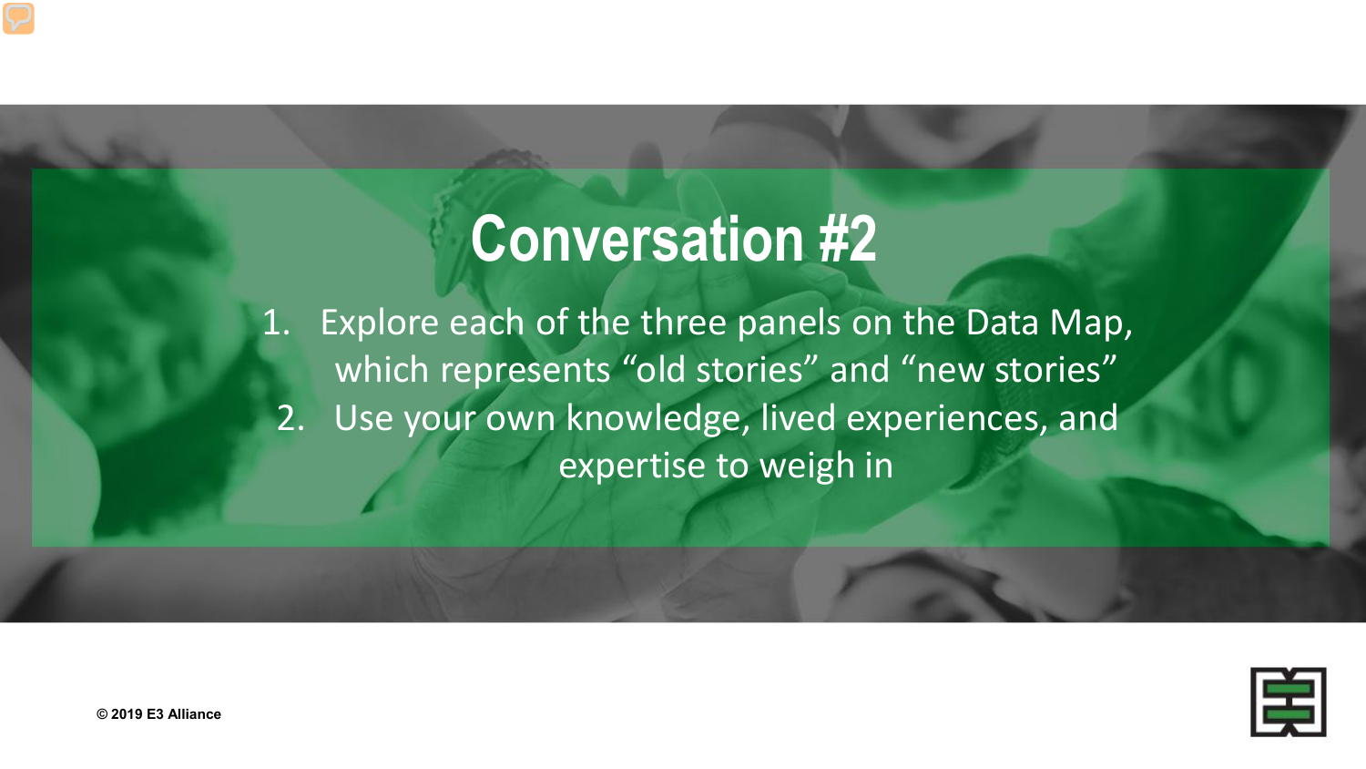# Conversation #2

1. Explore each of the three panels on the Data Map, which represents "old stories" and "new stories"
2. Use your own knowledge, lived experiences, and expertise to weigh in

© 2019 E3 Alliance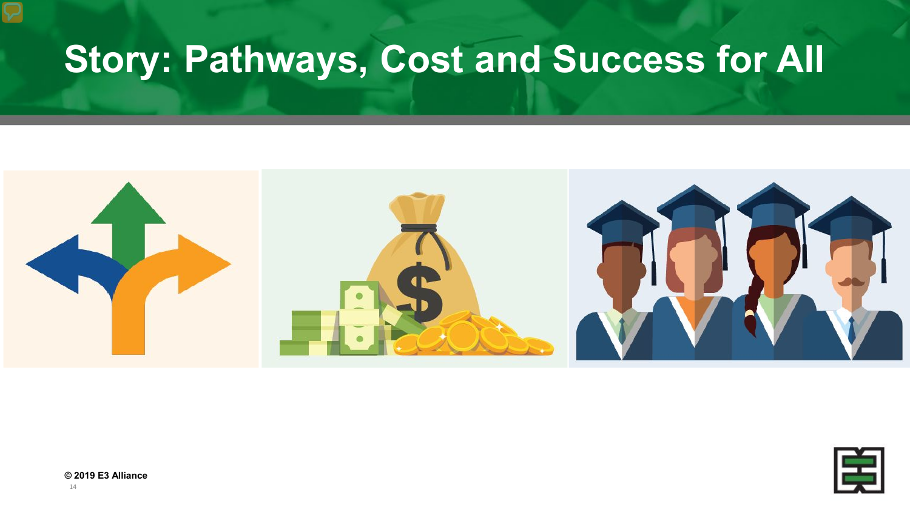# Story: Pathways, Cost and Success for All

© 2019 E3 Alliance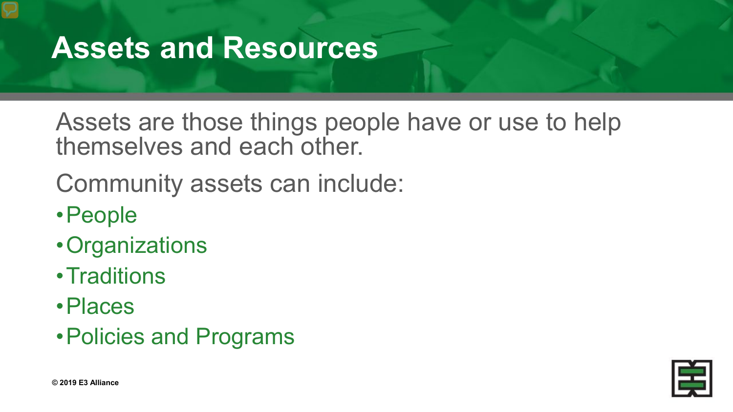# Assets and Resources

Assets are those things people have or use to help themselves and each other.

Community assets can include:

- People
- Organizations
- Traditions
- Places
- Policies and Programs

**© 2019 E3 Alliance**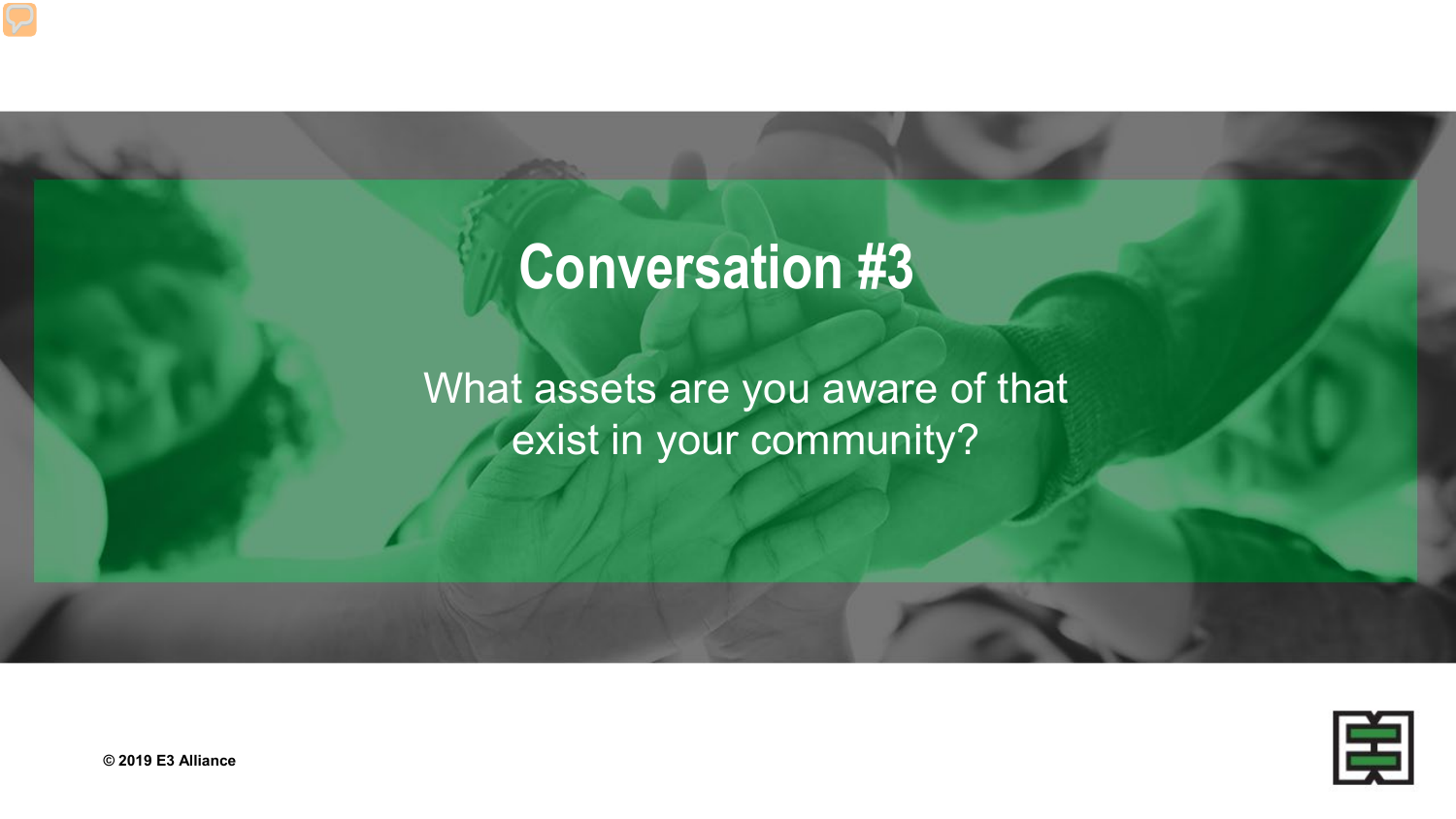# Conversation #3

What assets are you aware of that exist in your community?

© 2019 E3 Alliance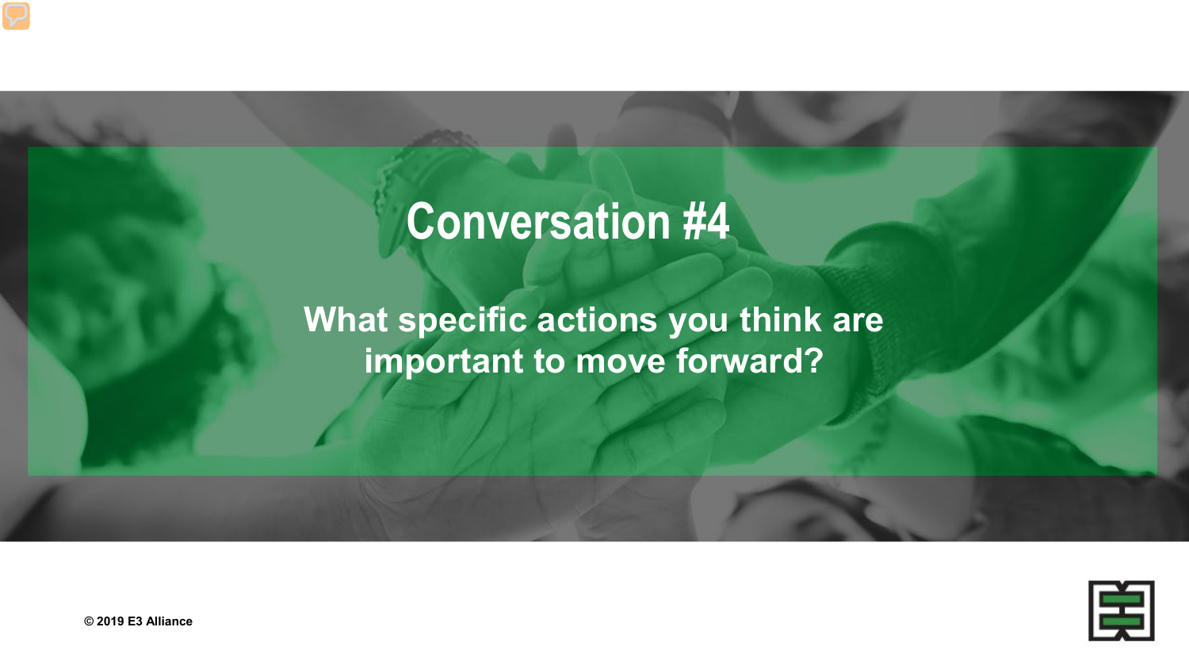# Conversation #4

**What specific actions you think are important to move forward?**

**© 2019 E3 Alliance**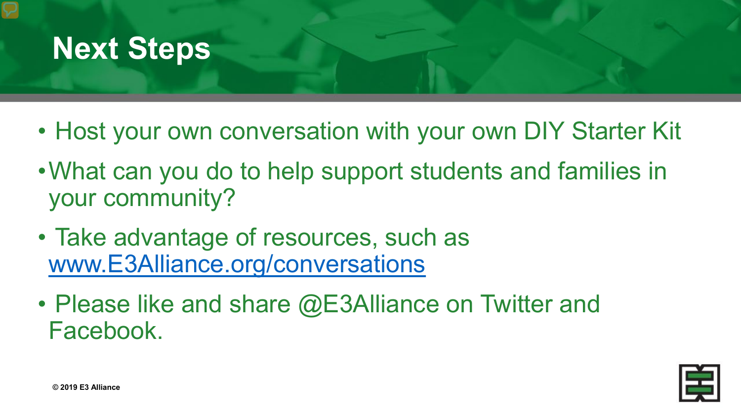# Next Steps

- Host your own conversation with your own DIY Starter Kit
- What can you do to help support students and families in your community?
- Take advantage of resources, such as [www.E3Alliance.org/conversations](www.E3Alliance.org/conversations)
- Please like and share @E3Alliance on Twitter and Facebook.

© 2019 E3 Alliance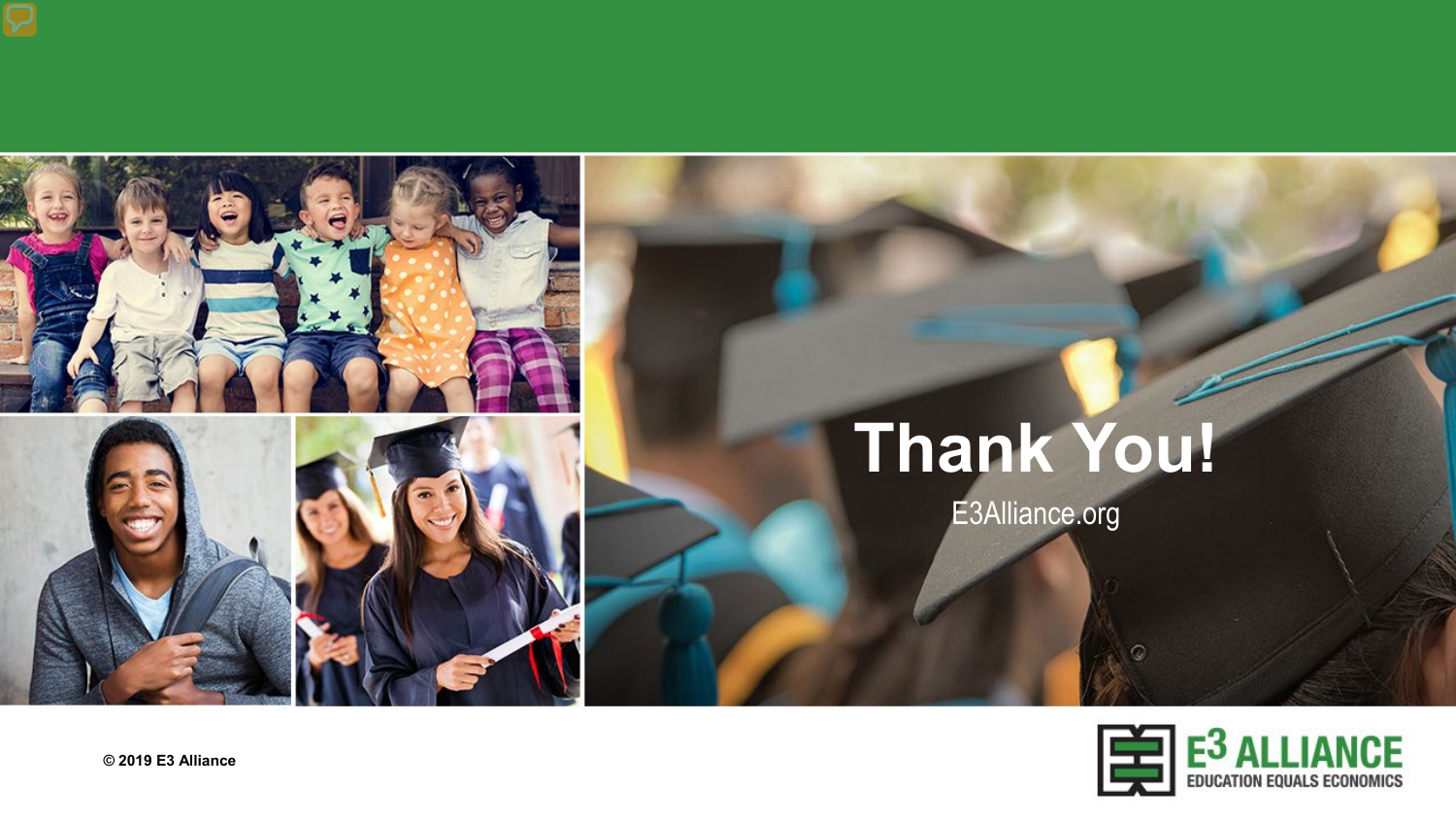# Thank You!

E3Alliance.org

© 2019 E3 Alliance

E3 ALLIANCE
EDUCATION EQUALS ECONOMICS